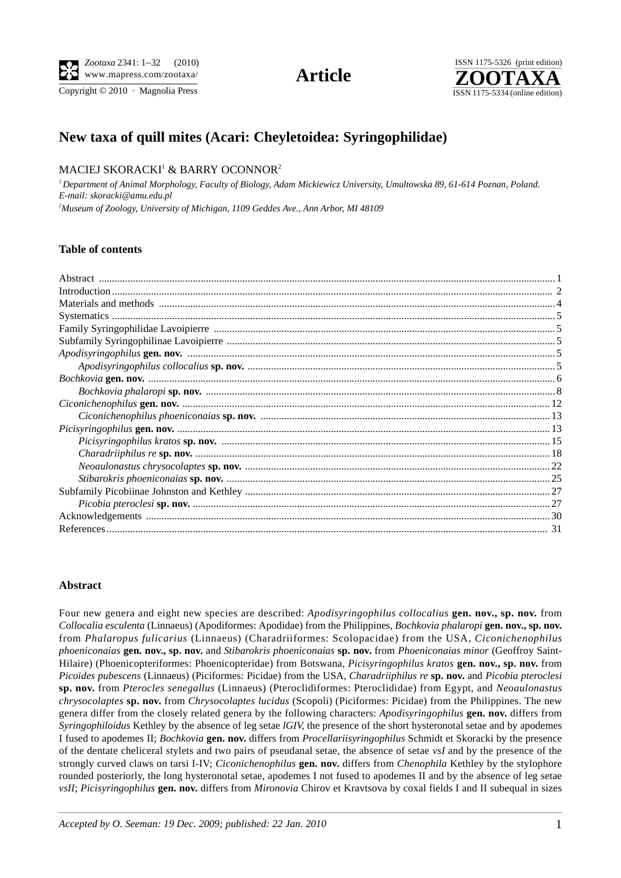# New taxa of quill mites (Acari: Cheyletoidea: Syringophilidae)

MACIEJ SKORACKI[1] & BARRY OCONNOR[2]

[1] *Department of Animal Morphology, Faculty of Biology, Adam Mickiewicz University, Umultowska 89, 61-614 Poznan, Poland. E-mail: skoracki@amu.edu.pl*

[2] *Museum of Zoology, University of Michigan, 1109 Geddes Ave., Ann Arbor, MI 48109*

## Table of contents

Abstract ..... 1
Introduction ..... 2
Materials and methods ..... 4
Systematics ..... 5
Family Syringophilidae Lavoipierre ..... 5
Subfamily Syringophilinae Lavoipierre ..... 5
*Apodisyringophilus* **gen. nov.** ..... 5
- *Apodisyringophilus collocalius* **sp. nov.** ..... 5

*Bochkovia* **gen. nov.** ..... 6
- *Bochkovia phalaropi* **sp. nov.** ..... 8

*Ciconichenophilus* **gen. nov.** ..... 12
- *Ciconichenophilus phoeniconaias* **sp. nov.** ..... 13

*Picisyringophilus* **gen. nov.** ..... 13
- *Picisyringophilus kratos* **sp. nov.** ..... 15
- *Charadriiphilus re* **sp. nov.** ..... 18
- *Neoaulonastus chrysocolaptes* **sp. nov.** ..... 22
- *Stibarokris phoeniconaias* **sp. nov.** ..... 25

Subfamily Picobiinae Johnston and Kethley ..... 27
- *Picobia pteroclesi* **sp. nov.** ..... 27

Acknowledgements ..... 30
References ..... 31

## Abstract

Four new genera and eight new species are described: *Apodisyringophilus collocalius* **gen. nov., sp. nov.** from *Collocalia esculenta* (Linnaeus) (Apodiformes: Apodidae) from the Philippines, *Bochkovia phalaropi* **gen. nov., sp. nov.** from *Phalaropus fulicarius* (Linnaeus) (Charadriiformes: Scolopacidae) from the USA, *Ciconichenophilus phoeniconaias* **gen. nov., sp. nov.** and *Stibarokris phoeniconaias* **sp. nov.** from *Phoeniconaias minor* (Geoffroy Saint-Hilaire) (Phoenicopteriformes: Phoenicopteridae) from Botswana, *Picisyringophilus kratos* **gen. nov., sp. nov.** from *Picoides pubescens* (Linnaeus) (Piciformes: Picidae) from the USA, *Charadriiphilus re* **sp. nov.** and *Picobia pteroclesi* **sp. nov.** from *Pterocles senegallus* (Linnaeus) (Pteroclidiformes: Pteroclididae) from Egypt, and *Neoaulonastus chrysocolaptes* **sp. nov.** from *Chrysocolaptes lucidus* (Scopoli) (Piciformes: Picidae) from the Philippines. The new genera differ from the closely related genera by the following characters: *Apodisyringophilus* **gen. nov.** differs from *Syringophiloidus* Kethley by the absence of leg setae *lGIV*, the presence of the short hysteronotal setae and by apodemes I fused to apodemes II; *Bochkovia* **gen. nov.** differs from *Procellariisyringophilus* Schmidt et Skoracki by the presence of the dentate cheliceral stylets and two pairs of pseudanal setae, the absence of setae *vsI* and by the presence of the strongly curved claws on tarsi I-IV; *Ciconichenophilus* **gen. nov.** differs from *Chenophila* Kethley by the stylophore rounded posteriorly, the long hysteronotal setae, apodemes I not fused to apodemes II and by the absence of leg setae *vsII*; *Picisyringophilus* **gen. nov.** differs from *Mironovia* Chirov et Kravtsova by coxal fields I and II subequal in sizes

Accepted by O. Seeman: 19 Dec. 2009; published: 22 Jan. 2010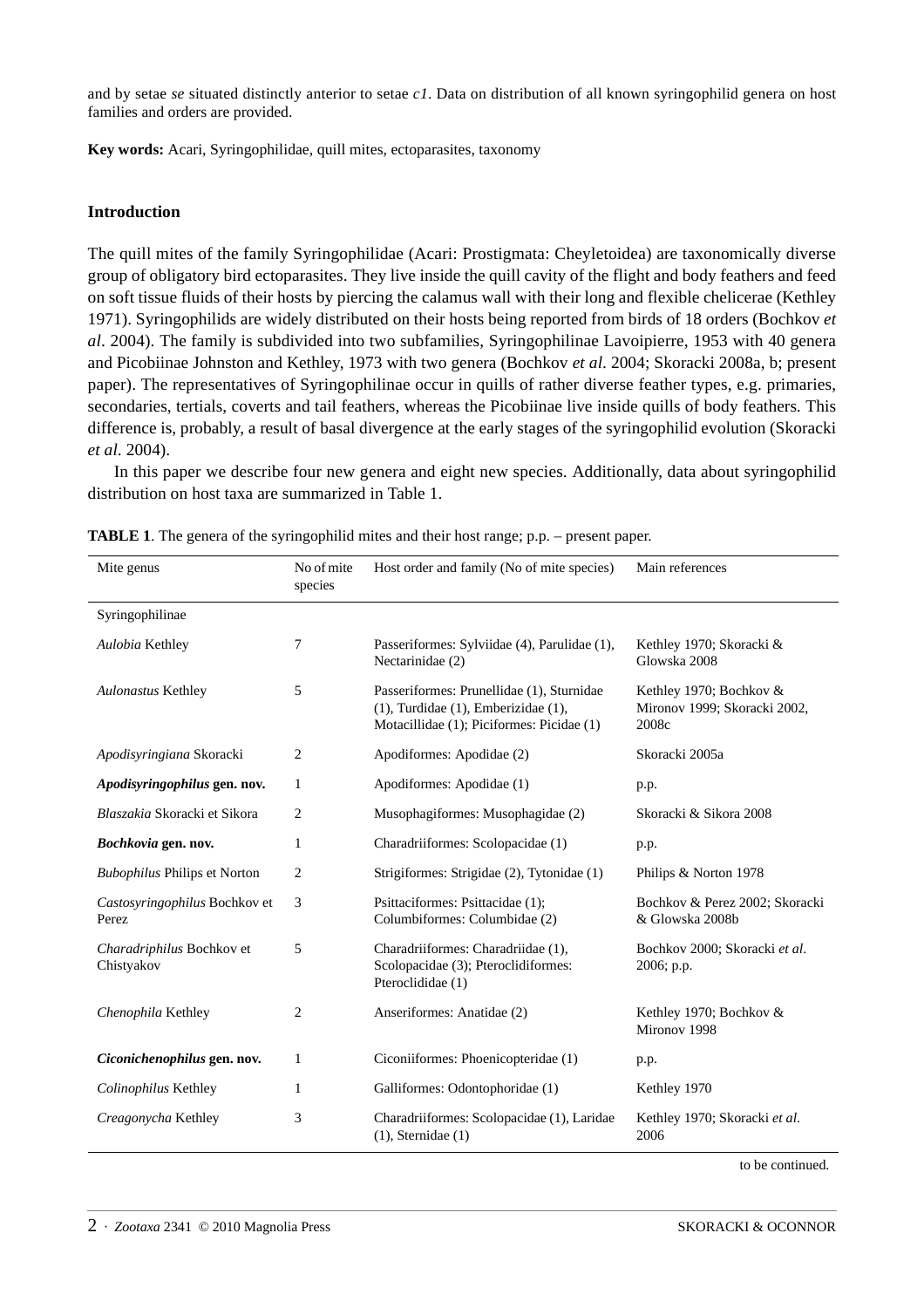and by setae *se* situated distinctly anterior to setae *c1*. Data on distribution of all known syringophilid genera on host families and orders are provided.

**Key words:** Acari, Syringophilidae, quill mites, ectoparasites, taxonomy

## Introduction

The quill mites of the family Syringophilidae (Acari: Prostigmata: Cheyletoidea) are taxonomically diverse group of obligatory bird ectoparasites. They live inside the quill cavity of the flight and body feathers and feed on soft tissue fluids of their hosts by piercing the calamus wall with their long and flexible chelicerae (Kethley 1971). Syringophilids are widely distributed on their hosts being reported from birds of 18 orders (Bochkov *et al*. 2004). The family is subdivided into two subfamilies, Syringophilinae Lavoipierre, 1953 with 40 genera and Picobiinae Johnston and Kethley, 1973 with two genera (Bochkov *et al*. 2004; Skoracki 2008a, b; present paper). The representatives of Syringophilinae occur in quills of rather diverse feather types, e.g. primaries, secondaries, tertials, coverts and tail feathers, whereas the Picobiinae live inside quills of body feathers. This difference is, probably, a result of basal divergence at the early stages of the syringophilid evolution (Skoracki *et al*. 2004).

In this paper we describe four new genera and eight new species. Additionally, data about syringophilid distribution on host taxa are summarized in Table 1.

**TABLE 1**. The genera of the syringophilid mites and their host range; p.p. – present paper.

| Mite genus | No of mite species | Host order and family (No of mite species) | Main references |
|---|---|---|---|
| Syringophilinae | | | |
| *Aulobia* Kethley | 7 | Passeriformes: Sylviidae (4), Parulidae (1), Nectarinidae (2) | Kethley 1970; Skoracki & Glowska 2008 |
| *Aulonastus* Kethley | 5 | Passeriformes: Prunellidae (1), Sturnidae (1), Turdidae (1), Emberizidae (1), Motacillidae (1); Piciformes: Picidae (1) | Kethley 1970; Bochkov & Mironov 1999; Skoracki 2002, 2008c |
| *Apodisyringiana* Skoracki | 2 | Apodiformes: Apodidae (2) | Skoracki 2005a |
| ***Apodisyringophilus* gen. nov.** | 1 | Apodiformes: Apodidae (1) | p.p. |
| *Blaszakia* Skoracki et Sikora | 2 | Musophagiformes: Musophagidae (2) | Skoracki & Sikora 2008 |
| ***Bochkovia* gen. nov.** | 1 | Charadriiformes: Scolopacidae (1) | p.p. |
| *Bubophilus* Philips et Norton | 2 | Strigiformes: Strigidae (2), Tytonidae (1) | Philips & Norton 1978 |
| *Castosyringophilus* Bochkov et Perez | 3 | Psittaciformes: Psittacidae (1); Columbiformes: Columbidae (2) | Bochkov & Perez 2002; Skoracki & Glowska 2008b |
| *Charadriphilus* Bochkov et Chistyakov | 5 | Charadriiformes: Charadriidae (1), Scolopacidae (3); Pteroclidiformes: Pteroclididae (1) | Bochkov 2000; Skoracki *et al*. 2006; p.p. |
| *Chenophila* Kethley | 2 | Anseriformes: Anatidae (2) | Kethley 1970; Bochkov & Mironov 1998 |
| ***Ciconichenophilus* gen. nov.** | 1 | Ciconiiformes: Phoenicopteridae (1) | p.p. |
| *Colinophilus* Kethley | 1 | Galliformes: Odontophoridae (1) | Kethley 1970 |
| *Creagonycha* Kethley | 3 | Charadriiformes: Scolopacidae (1), Laridae (1), Sternidae (1) | Kethley 1970; Skoracki *et al.* 2006 |

to be continued.